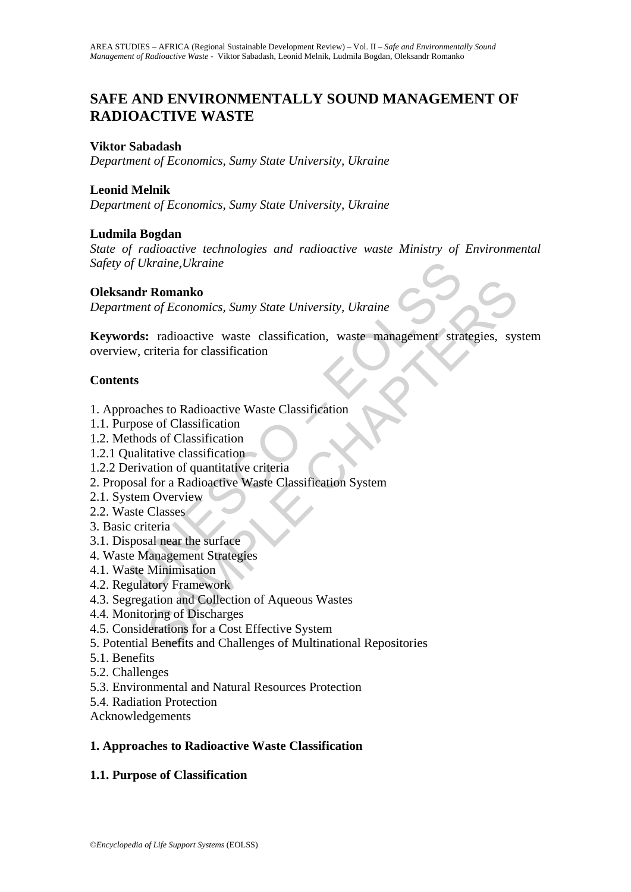# SAFE AND ENVIRONMENTALLY SOUND MANAGEMENT OF RADIOACTIVE WASTE

**Viktor Sabadash**
*Department of Economics, Sumy State University, Ukraine*

**Leonid Melnik**
*Department of Economics, Sumy State University, Ukraine*

**Ludmila Bogdan**
*State of radioactive technologies and radioactive waste Ministry of Environmental Safety of Ukraine,Ukraine*

**Oleksandr Romanko**
*Department of Economics, Sumy State University, Ukraine*

**Keywords:** radioactive waste classification, waste management strategies, system overview, criteria for classification

**Contents**

1. Approaches to Radioactive Waste Classification
1.1. Purpose of Classification
1.2. Methods of Classification
1.2.1 Qualitative classification
1.2.2 Derivation of quantitative criteria
2. Proposal for a Radioactive Waste Classification System
2.1. System Overview
2.2. Waste Classes
3. Basic criteria
3.1. Disposal near the surface
4. Waste Management Strategies
4.1. Waste Minimisation
4.2. Regulatory Framework
4.3. Segregation and Collection of Aqueous Wastes
4.4. Monitoring of Discharges
4.5. Considerations for a Cost Effective System
5. Potential Benefits and Challenges of Multinational Repositories
5.1. Benefits
5.2. Challenges
5.3. Environmental and Natural Resources Protection
5.4. Radiation Protection
Acknowledgements

## 1. Approaches to Radioactive Waste Classification

### 1.1. Purpose of Classification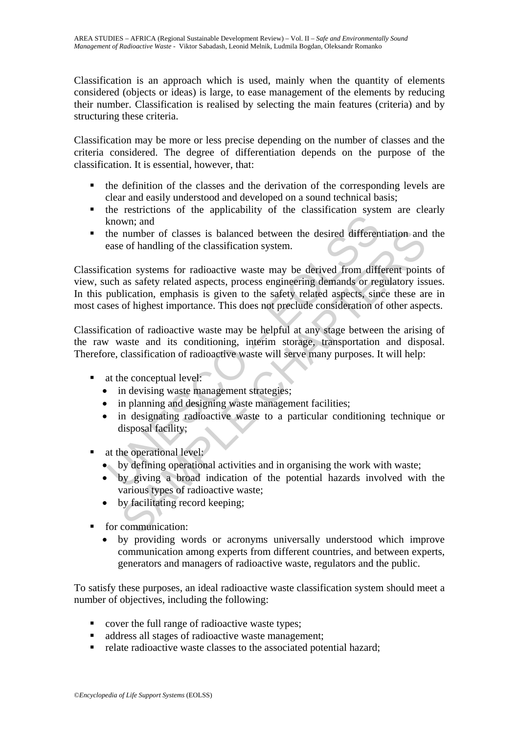Classification is an approach which is used, mainly when the quantity of elements considered (objects or ideas) is large, to ease management of the elements by reducing their number. Classification is realised by selecting the main features (criteria) and by structuring these criteria.

Classification may be more or less precise depending on the number of classes and the criteria considered. The degree of differentiation depends on the purpose of the classification. It is essential, however, that:

- the definition of the classes and the derivation of the corresponding levels are clear and easily understood and developed on a sound technical basis;
- the restrictions of the applicability of the classification system are clearly known; and
- the number of classes is balanced between the desired differentiation and the ease of handling of the classification system.

Classification systems for radioactive waste may be derived from different points of view, such as safety related aspects, process engineering demands or regulatory issues. In this publication, emphasis is given to the safety related aspects, since these are in most cases of highest importance. This does not preclude consideration of other aspects.

Classification of radioactive waste may be helpful at any stage between the arising of the raw waste and its conditioning, interim storage, transportation and disposal. Therefore, classification of radioactive waste will serve many purposes. It will help:

- at the conceptual level:
  - in devising waste management strategies;
  - in planning and designing waste management facilities;
  - in designating radioactive waste to a particular conditioning technique or disposal facility;
- at the operational level:
  - by defining operational activities and in organising the work with waste;
  - by giving a broad indication of the potential hazards involved with the various types of radioactive waste;
  - by facilitating record keeping;
- for communication:
  - by providing words or acronyms universally understood which improve communication among experts from different countries, and between experts, generators and managers of radioactive waste, regulators and the public.

To satisfy these purposes, an ideal radioactive waste classification system should meet a number of objectives, including the following:

- cover the full range of radioactive waste types;
- address all stages of radioactive waste management;
- relate radioactive waste classes to the associated potential hazard;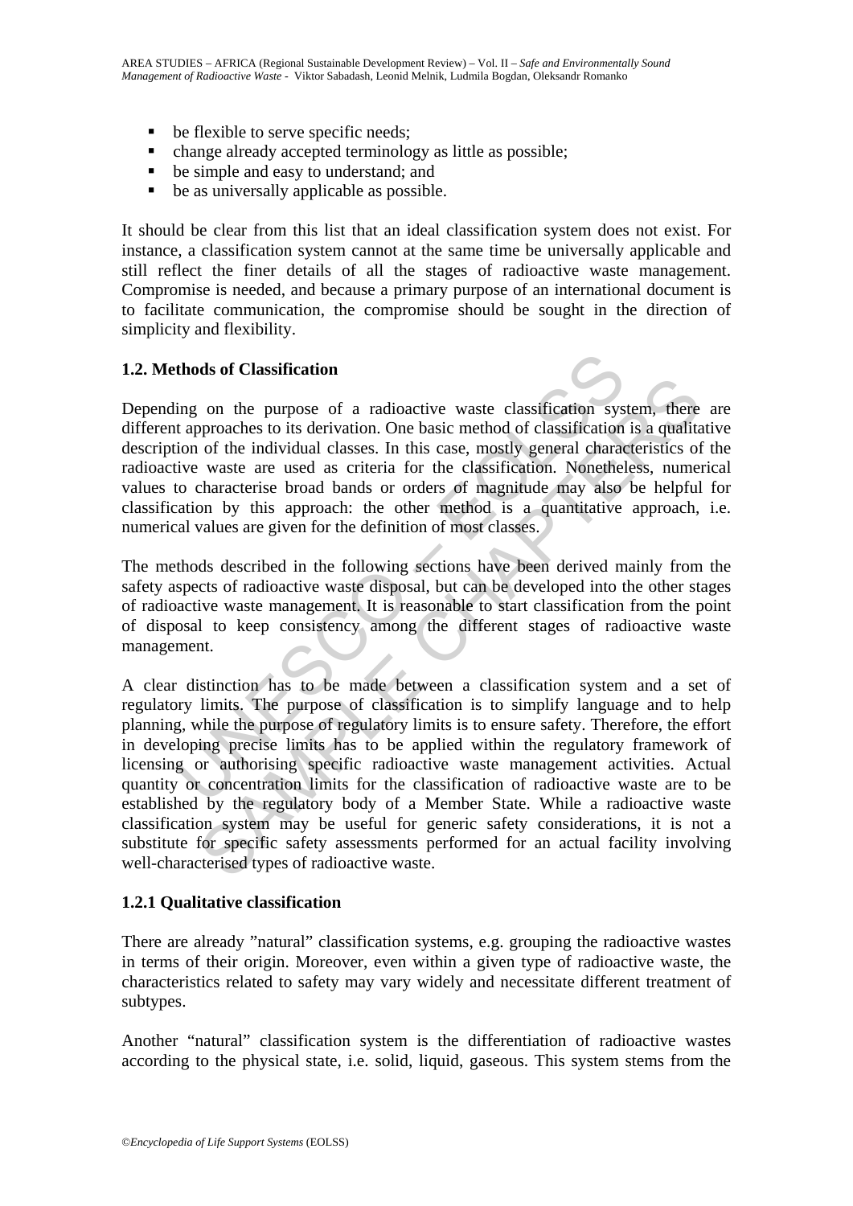- be flexible to serve specific needs;
- change already accepted terminology as little as possible;
- be simple and easy to understand; and
- be as universally applicable as possible.

It should be clear from this list that an ideal classification system does not exist. For instance, a classification system cannot at the same time be universally applicable and still reflect the finer details of all the stages of radioactive waste management. Compromise is needed, and because a primary purpose of an international document is to facilitate communication, the compromise should be sought in the direction of simplicity and flexibility.

## 1.2. Methods of Classification

Depending on the purpose of a radioactive waste classification system, there are different approaches to its derivation. One basic method of classification is a qualitative description of the individual classes. In this case, mostly general characteristics of the radioactive waste are used as criteria for the classification. Nonetheless, numerical values to characterise broad bands or orders of magnitude may also be helpful for classification by this approach: the other method is a quantitative approach, i.e. numerical values are given for the definition of most classes.

The methods described in the following sections have been derived mainly from the safety aspects of radioactive waste disposal, but can be developed into the other stages of radioactive waste management. It is reasonable to start classification from the point of disposal to keep consistency among the different stages of radioactive waste management.

A clear distinction has to be made between a classification system and a set of regulatory limits. The purpose of classification is to simplify language and to help planning, while the purpose of regulatory limits is to ensure safety. Therefore, the effort in developing precise limits has to be applied within the regulatory framework of licensing or authorising specific radioactive waste management activities. Actual quantity or concentration limits for the classification of radioactive waste are to be established by the regulatory body of a Member State. While a radioactive waste classification system may be useful for generic safety considerations, it is not a substitute for specific safety assessments performed for an actual facility involving well-characterised types of radioactive waste.

### 1.2.1 Qualitative classification

There are already "natural" classification systems, e.g. grouping the radioactive wastes in terms of their origin. Moreover, even within a given type of radioactive waste, the characteristics related to safety may vary widely and necessitate different treatment of subtypes.

Another "natural" classification system is the differentiation of radioactive wastes according to the physical state, i.e. solid, liquid, gaseous. This system stems from the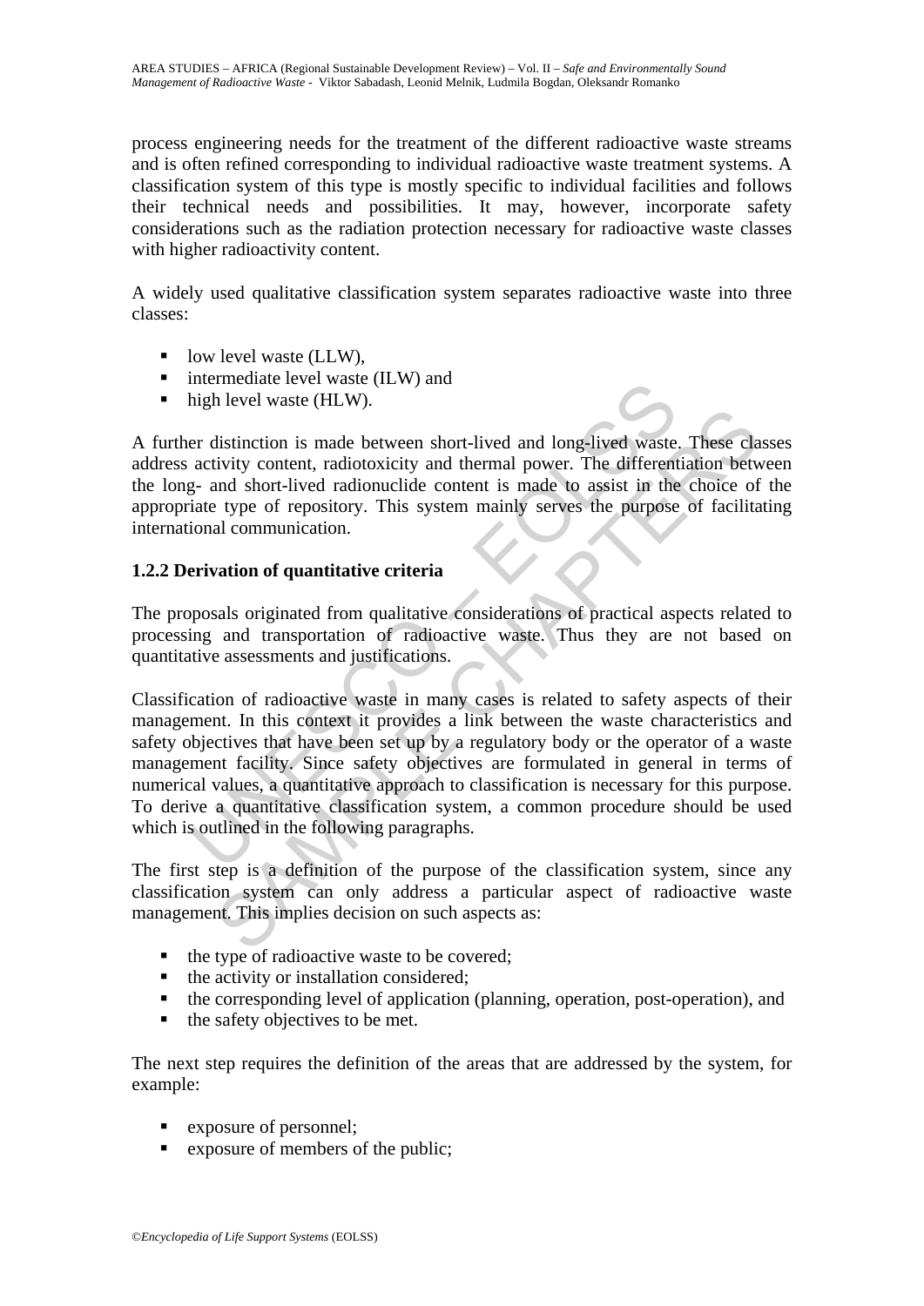process engineering needs for the treatment of the different radioactive waste streams and is often refined corresponding to individual radioactive waste treatment systems. A classification system of this type is mostly specific to individual facilities and follows their technical needs and possibilities. It may, however, incorporate safety considerations such as the radiation protection necessary for radioactive waste classes with higher radioactivity content.

A widely used qualitative classification system separates radioactive waste into three classes:

- low level waste (LLW),
- intermediate level waste (ILW) and
- high level waste (HLW).

A further distinction is made between short-lived and long-lived waste. These classes address activity content, radiotoxicity and thermal power. The differentiation between the long- and short-lived radionuclide content is made to assist in the choice of the appropriate type of repository. This system mainly serves the purpose of facilitating international communication.

### 1.2.2 Derivation of quantitative criteria

The proposals originated from qualitative considerations of practical aspects related to processing and transportation of radioactive waste. Thus they are not based on quantitative assessments and justifications.

Classification of radioactive waste in many cases is related to safety aspects of their management. In this context it provides a link between the waste characteristics and safety objectives that have been set up by a regulatory body or the operator of a waste management facility. Since safety objectives are formulated in general in terms of numerical values, a quantitative approach to classification is necessary for this purpose. To derive a quantitative classification system, a common procedure should be used which is outlined in the following paragraphs.

The first step is a definition of the purpose of the classification system, since any classification system can only address a particular aspect of radioactive waste management. This implies decision on such aspects as:

- the type of radioactive waste to be covered;
- the activity or installation considered;
- the corresponding level of application (planning, operation, post-operation), and
- the safety objectives to be met.

The next step requires the definition of the areas that are addressed by the system, for example:

- exposure of personnel;
- exposure of members of the public;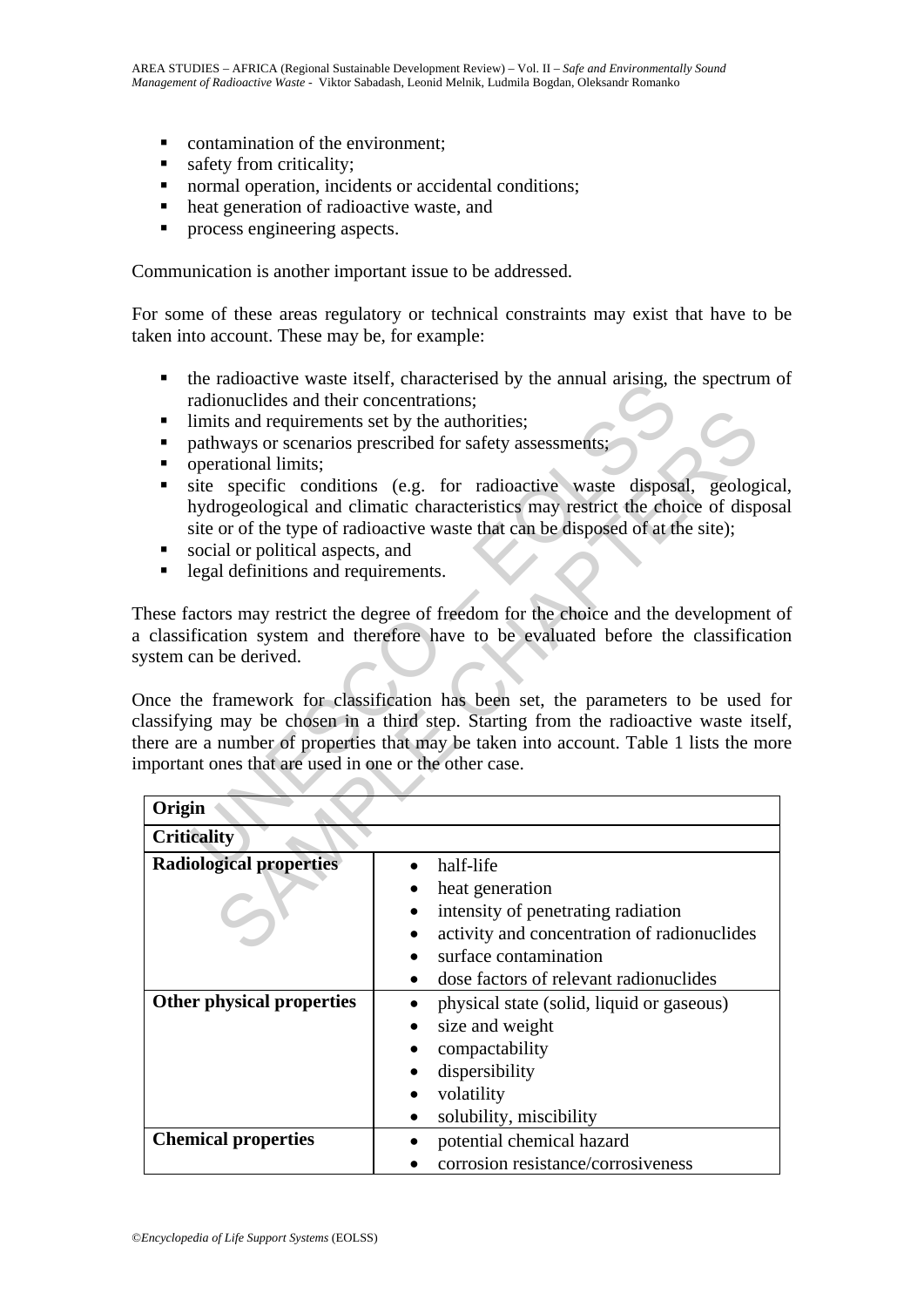- contamination of the environment;
- safety from criticality;
- normal operation, incidents or accidental conditions;
- heat generation of radioactive waste, and
- process engineering aspects.

Communication is another important issue to be addressed.

For some of these areas regulatory or technical constraints may exist that have to be taken into account. These may be, for example:

- the radioactive waste itself, characterised by the annual arising, the spectrum of radionuclides and their concentrations;
- limits and requirements set by the authorities;
- pathways or scenarios prescribed for safety assessments;
- operational limits;
- site specific conditions (e.g. for radioactive waste disposal, geological, hydrogeological and climatic characteristics may restrict the choice of disposal site or of the type of radioactive waste that can be disposed of at the site);
- social or political aspects, and
- legal definitions and requirements.

These factors may restrict the degree of freedom for the choice and the development of a classification system and therefore have to be evaluated before the classification system can be derived.

Once the framework for classification has been set, the parameters to be used for classifying may be chosen in a third step. Starting from the radioactive waste itself, there are a number of properties that may be taken into account. Table 1 lists the more important ones that are used in one or the other case.

| **Origin** | |
|---|---|
| **Criticality** | |
| **Radiological properties** | • half-life<br>• heat generation<br>• intensity of penetrating radiation<br>• activity and concentration of radionuclides<br>• surface contamination<br>• dose factors of relevant radionuclides |
| **Other physical properties** | • physical state (solid, liquid or gaseous)<br>• size and weight<br>• compactability<br>• dispersibility<br>• volatility<br>• solubility, miscibility |
| **Chemical properties** | • potential chemical hazard<br>• corrosion resistance/corrosiveness |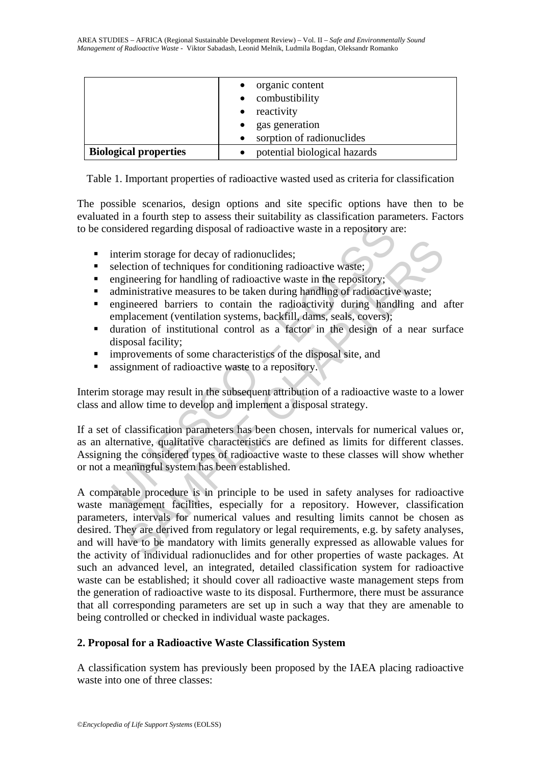| | • organic content<br>• combustibility<br>• reactivity<br>• gas generation<br>• sorption of radionuclides |
|---|---|
| **Biological properties** | • potential biological hazards |

Table 1. Important properties of radioactive wasted used as criteria for classification

The possible scenarios, design options and site specific options have then to be evaluated in a fourth step to assess their suitability as classification parameters. Factors to be considered regarding disposal of radioactive waste in a repository are:

- interim storage for decay of radionuclides;
- selection of techniques for conditioning radioactive waste;
- engineering for handling of radioactive waste in the repository;
- administrative measures to be taken during handling of radioactive waste;
- engineered barriers to contain the radioactivity during handling and after emplacement (ventilation systems, backfill, dams, seals, covers);
- duration of institutional control as a factor in the design of a near surface disposal facility;
- improvements of some characteristics of the disposal site, and
- assignment of radioactive waste to a repository.

Interim storage may result in the subsequent attribution of a radioactive waste to a lower class and allow time to develop and implement a disposal strategy.

If a set of classification parameters has been chosen, intervals for numerical values or, as an alternative, qualitative characteristics are defined as limits for different classes. Assigning the considered types of radioactive waste to these classes will show whether or not a meaningful system has been established.

A comparable procedure is in principle to be used in safety analyses for radioactive waste management facilities, especially for a repository. However, classification parameters, intervals for numerical values and resulting limits cannot be chosen as desired. They are derived from regulatory or legal requirements, e.g. by safety analyses, and will have to be mandatory with limits generally expressed as allowable values for the activity of individual radionuclides and for other properties of waste packages. At such an advanced level, an integrated, detailed classification system for radioactive waste can be established; it should cover all radioactive waste management steps from the generation of radioactive waste to its disposal. Furthermore, there must be assurance that all corresponding parameters are set up in such a way that they are amenable to being controlled or checked in individual waste packages.

## 2. Proposal for a Radioactive Waste Classification System

A classification system has previously been proposed by the IAEA placing radioactive waste into one of three classes: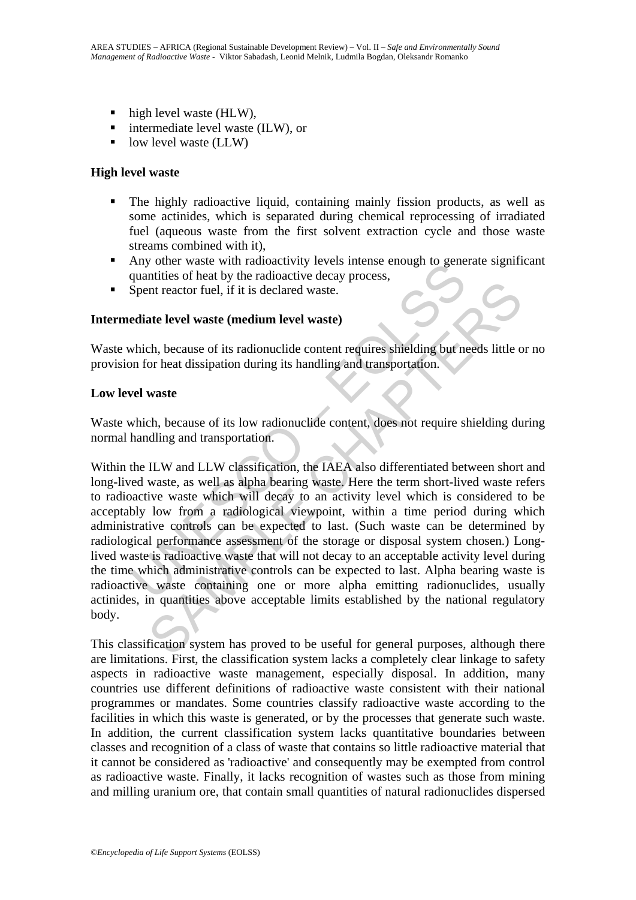- high level waste (HLW),
- intermediate level waste (ILW), or
- low level waste (LLW)

### High level waste

- The highly radioactive liquid, containing mainly fission products, as well as some actinides, which is separated during chemical reprocessing of irradiated fuel (aqueous waste from the first solvent extraction cycle and those waste streams combined with it),
- Any other waste with radioactivity levels intense enough to generate significant quantities of heat by the radioactive decay process,
- Spent reactor fuel, if it is declared waste.

### Intermediate level waste (medium level waste)

Waste which, because of its radionuclide content requires shielding but needs little or no provision for heat dissipation during its handling and transportation.

### Low level waste

Waste which, because of its low radionuclide content, does not require shielding during normal handling and transportation.

Within the ILW and LLW classification, the IAEA also differentiated between short and long-lived waste, as well as alpha bearing waste. Here the term short-lived waste refers to radioactive waste which will decay to an activity level which is considered to be acceptably low from a radiological viewpoint, within a time period during which administrative controls can be expected to last. (Such waste can be determined by radiological performance assessment of the storage or disposal system chosen.) Long-lived waste is radioactive waste that will not decay to an acceptable activity level during the time which administrative controls can be expected to last. Alpha bearing waste is radioactive waste containing one or more alpha emitting radionuclides, usually actinides, in quantities above acceptable limits established by the national regulatory body.

This classification system has proved to be useful for general purposes, although there are limitations. First, the classification system lacks a completely clear linkage to safety aspects in radioactive waste management, especially disposal. In addition, many countries use different definitions of radioactive waste consistent with their national programmes or mandates. Some countries classify radioactive waste according to the facilities in which this waste is generated, or by the processes that generate such waste. In addition, the current classification system lacks quantitative boundaries between classes and recognition of a class of waste that contains so little radioactive material that it cannot be considered as 'radioactive' and consequently may be exempted from control as radioactive waste. Finally, it lacks recognition of wastes such as those from mining and milling uranium ore, that contain small quantities of natural radionuclides dispersed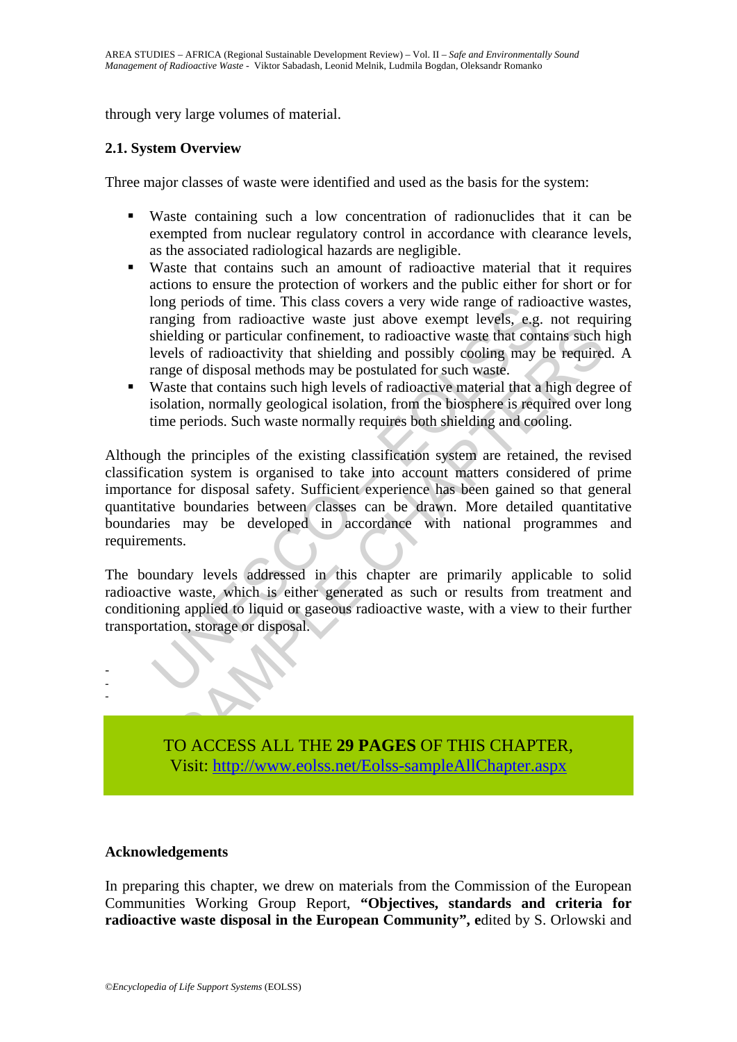through very large volumes of material.

### 2.1. System Overview

Three major classes of waste were identified and used as the basis for the system:

- Waste containing such a low concentration of radionuclides that it can be exempted from nuclear regulatory control in accordance with clearance levels, as the associated radiological hazards are negligible.
- Waste that contains such an amount of radioactive material that it requires actions to ensure the protection of workers and the public either for short or for long periods of time. This class covers a very wide range of radioactive wastes, ranging from radioactive waste just above exempt levels, e.g. not requiring shielding or particular confinement, to radioactive waste that contains such high levels of radioactivity that shielding and possibly cooling may be required. A range of disposal methods may be postulated for such waste.
- Waste that contains such high levels of radioactive material that a high degree of isolation, normally geological isolation, from the biosphere is required over long time periods. Such waste normally requires both shielding and cooling.

Although the principles of the existing classification system are retained, the revised classification system is organised to take into account matters considered of prime importance for disposal safety. Sufficient experience has been gained so that general quantitative boundaries between classes can be drawn. More detailed quantitative boundaries may be developed in accordance with national programmes and requirements.

The boundary levels addressed in this chapter are primarily applicable to solid radioactive waste, which is either generated as such or results from treatment and conditioning applied to liquid or gaseous radioactive waste, with a view to their further transportation, storage or disposal.

-
-
-

TO ACCESS ALL THE **29 PAGES** OF THIS CHAPTER,
Visit: http://www.eolss.net/Eolss-sampleAllChapter.aspx

### Acknowledgements

In preparing this chapter, we drew on materials from the Commission of the European Communities Working Group Report, **"Objectives, standards and criteria for radioactive waste disposal in the European Community", e**dited by S. Orlowski and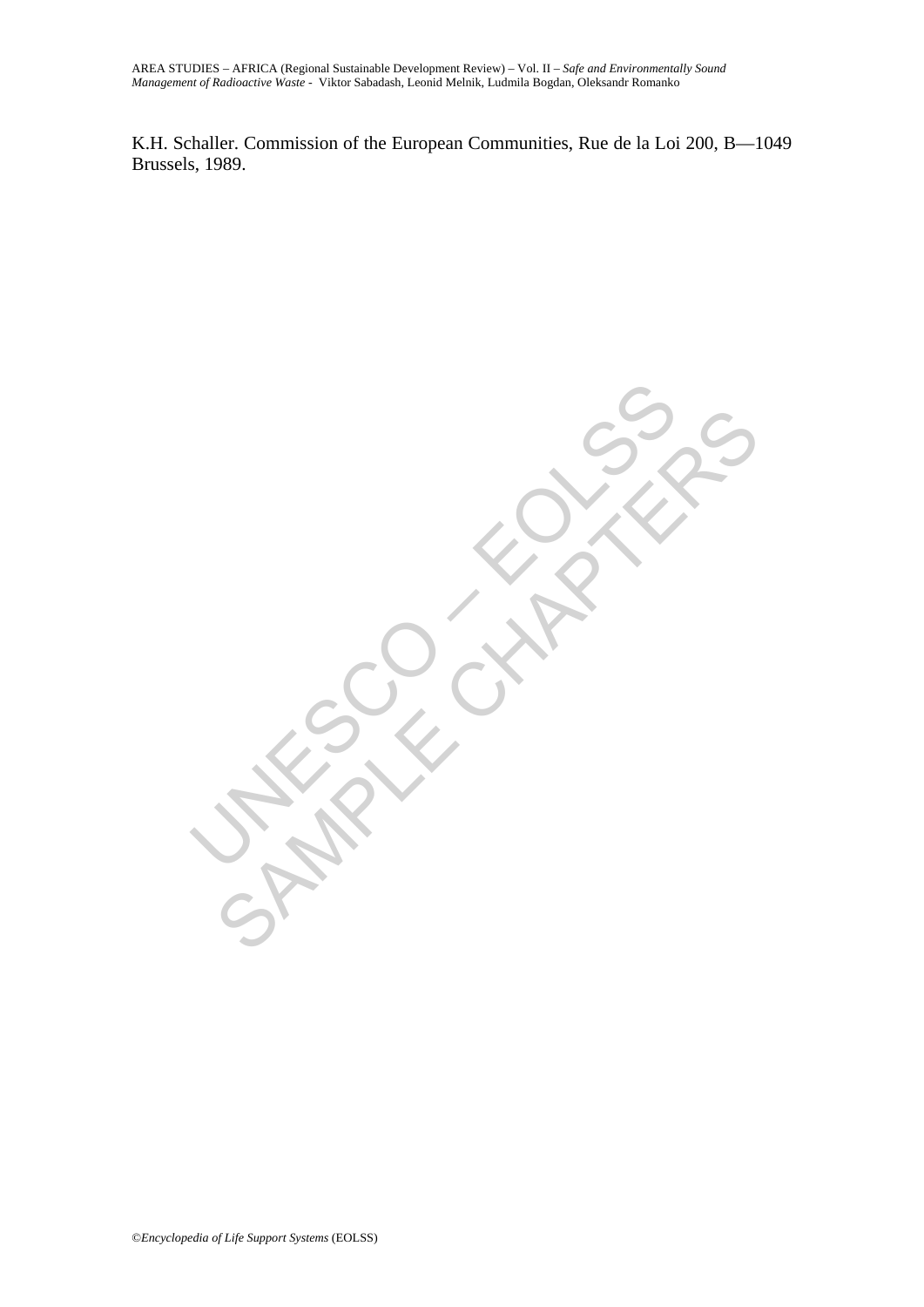K.H. Schaller. Commission of the European Communities, Rue de la Loi 200, B—1049 Brussels, 1989.